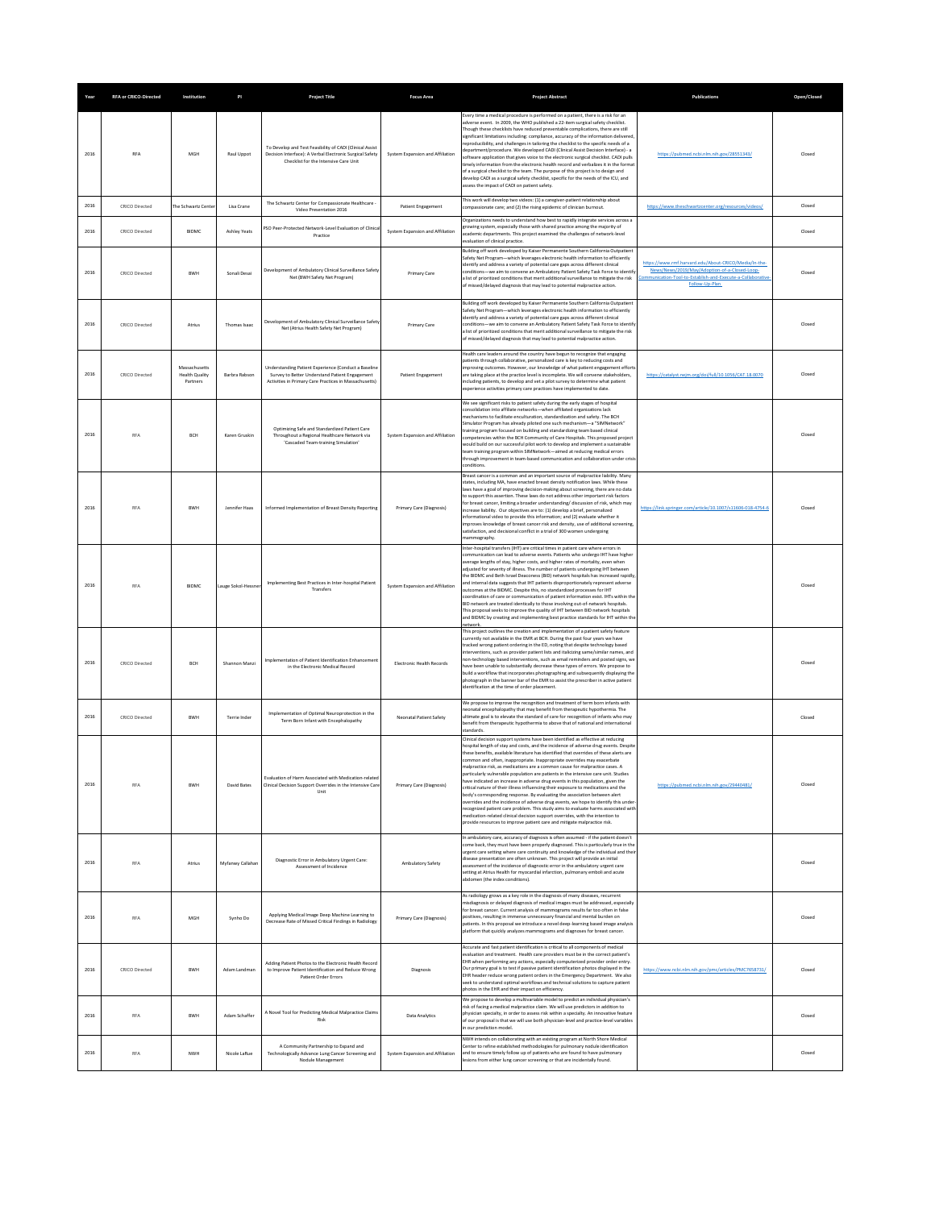| Year | RFA or CRICO-Directed | Institution | PI | Project Title | Focus Area | Project Abstract | Publications | Open/Closed |
|---|---|---|---|---|---|---|---|---|
| 2016 | RFA | MGH | Raul Uppot | To Develop and Test Feasibility of CADI (Clinical Assist Decision Interface): A Verbal Electronic Surgical Safety Checklist for the Intensive Care Unit | System Expansion and Affiliation | Every time a medical procedure is performed on a patient, there is a risk for an adverse event. In 2009, the WHO published a 22-item surgical safety checklist. Though these checklists have reduced preventable complications, there are still significant limitations including: compliance, accuracy of the information delivered, reproducibility, and challenges in tailoring the checklist to the specific needs of a department/procedure. We developed CADI (Clinical Assist Decision Interface) - a software application that gives voice to the electronic surgical checklist. CADI pulls timely information from the electronic health record and verbalizes it in the format of a surgical checklist to the team. The purpose of this project is to design and develop CADI as a surgical safety checklist, specific for the needs of the ICU, and assess the impact of CADI on patient safety. | https://pubmed.ncbi.nlm.nih.gov/28551343/ | Closed |
| 2016 | CRICO Directed | The Schwartz Center | Lisa Crane | The Schwartz Center for Compassionate Healthcare - Video Presentation 2016 | Patient Engagement | This work will develop two videos: (1) a caregiver-patient relationship about compassionate care; and (2) the rising epidemic of clinician burnout. | https://www.theschwartzcenter.org/resources/videos/ | Closed |
| 2016 | CRICO Directed | BIDMC | Ashley Yeats | PSO Peer-Protected Network-Level Evaluation of Clinical Practice | System Expansion and Affiliation | Organizations needs to understand how best to rapidly integrate services across a growing system, especially those with shared practice among the majority of academic departments. This project examined the challenges of network-level evaluation of clinical practice. | | Closed |
| 2016 | CRICO Directed | BWH | Sonali Desai | Development of Ambulatory Clinical Surveillance Safety Net (BWH Safety Net Program) | Primary Care | Building off work developed by Kaiser Permanente Southern California Outpatient Safety Net Program—which leverages electronic health information to efficiently identify and address a variety of potential care gaps across different clinical conditions—we aim to convene an Ambulatory Patient Safety Task Force to identify a list of prioritized conditions that merit additional surveillance to mitigate the risk of missed/delayed diagnosis that may lead to potential malpractice action. | https://www.rmf.harvard.edu/About-CRICO/Media/In-the-News/News/2019/May/Adoption-of-a-Closed-Loop-Communication-Tool-to-Establish-and-Execute-a-Collaborative-Follow-Up-Plan | Closed |
| 2016 | CRICO Directed | Atrius | Thomas Isaac | Development of Ambulatory Clinical Surveillance Safety Net (Atrius Health Safety Net Program) | Primary Care | Building off work developed by Kaiser Permanente Southern California Outpatient Safety Net Program—which leverages electronic health information to efficiently identify and address a variety of potential care gaps across different clinical conditions—we aim to convene an Ambulatory Patient Safety Task Force to identify a list of prioritized conditions that merit additional surveillance to mitigate the risk of missed/delayed diagnosis that may lead to potential malpractice action. | | Closed |
| 2016 | CRICO Directed | Massachusetts Health Quality Partners | Barbra Rabson | Understanding Patient Experience (Conduct a Baseline Survey to Better Understand Patient Engagement Activities in Primary Care Practices in Massachusetts) | Patient Engagement | Health care leaders around the country have begun to recognize that engaging patients through collaborative, personalized care is key to reducing costs and improving outcomes. However, our knowledge of what patient engagement efforts are taking place at the practice level is incomplete. We will convene stakeholders, including patients, to develop and vet a pilot survey to determine what patient experience activities primary care practices have implemented to date. | https://catalyst.nejm.org/doi/full/10.1056/CAT.18.0070 | Closed |
| 2016 | RFA | BCH | Karen Gruskin | Optimizing Safe and Standardized Patient Care Throughout a Regional Healthcare Network via 'Cascaded Team-training Simulation' | System Expansion and Affiliation | We see significant risks to patient safety during the early stages of hospital consolidation into affiliate networks—when affiliated organizations lack mechanisms to facilitate enculturation, standardization and safety. The BCH Simulator Program has already piloted one such mechanism—a "SIMNetwork" training program focused on building and standardizing team based clinical competencies within the BCH Community of Care Hospitals. This proposed project would build on our successful pilot work to develop and implement a sustainable team training program within SIMNetwork—aimed at reducing medical errors through improvement in team-based communication and collaboration under crisis conditions. | | Closed |
| 2016 | RFA | BWH | Jennifer Haas | Informed Implementation of Breast Density Reporting | Primary Care (Diagnosis) | Breast cancer is a common and an important source of malpractice liability. Many states, including MA, have enacted breast density notification laws. While these laws have a goal of improving decision-making about screening, there are no data to support this assertion. These laws do not address other important risk factors for breast cancer, limiting a broader understanding/ discussion of risk, which may increase liability. Our objectives are to: (1) develop a brief, personalized informational video to provide this information; and (2) evaluate whether it improves knowledge of breast cancer risk and density, use of additional screening, satisfaction, and decisional conflict in a trial of 300 women undergoing mammography. | https://link.springer.com/article/10.1007/s11606-018-4754-6 | Closed |
| 2016 | RFA | BIDMC | Lauge Sokol-Hessner | Implementing Best Practices in Inter-hospital Patient Transfers | System Expansion and Affiliation | Inter-hospital transfers (IHT) are critical times in patient care where errors in communication can lead to adverse events. Patients who undergo IHT have higher average lengths of stay, higher costs, and higher rates of mortality, even when adjusted for severity of illness. The number of patients undergoing IHT between the BIDMC and Beth Israel Deaconess (BID) network hospitals has increased rapidly, and internal data suggests that IHT patients disproportionately represent adverse outcomes at the BIDMC. Despite this, no standardized processes for IHT coordination of care or communication of patient information exist. IHTs within the BID network are treated identically to those involving out-of-network hospitals. This proposal seeks to improve the quality of IHT between BID network hospitals and BIDMC by creating and implementing best practice standards for IHT within the network. | | Closed |
| 2016 | CRICO Directed | BCH | Shannon Manzi | Implementation of Patient Identification Enhancement in the Electronic Medical Record | Electronic Health Records | This project outlines the creation and implementation of a patient safety feature currently not available in the EMR at BCH. During the past four years we have tracked wrong patient ordering in the ED, noting that despite technology based interventions, such as provider patient lists and italicizing same/similar names, and non-technology based interventions, such as email reminders and posted signs, we have been unable to substantially decrease these types of errors. We propose to build a workflow that incorporates photographing and subsequently displaying the photograph in the banner bar of the EMR to assist the prescriber in active patient identification at the time of order placement. | | Closed |
| 2016 | CRICO Directed | BWH | Terrie Inder | Implementation of Optimal Neuroprotection in the Term Born Infant with Encephalopathy | Neonatal Patient Safety | We propose to improve the recognition and treatment of term born infants with neonatal encephalopathy that may benefit from therapeutic hypothermia. The ultimate goal is to elevate the standard of care for recognition of infants who may benefit from therapeutic hypothermia to above that of national and international standards. | | Closed |
| 2016 | RFA | BWH | David Bates | Evaluation of Harm Associated with Medication-related Clinical Decision Support Overrides in the Intensive Care Unit | Primary Care (Diagnosis) | Clinical decision support systems have been identified as effective at reducing hospital length of stay and costs, and the incidence of adverse drug events. Despite these benefits, available literature has identified that overrides of these alerts are common and often, inappropriate. Inappropriate overrides may exacerbate malpractice risk, as medications are a common cause for malpractice cases. A particularly vulnerable population are patients in the intensive care unit. Studies have indicated an increase in adverse drug events in this population, given the critical nature of their illness influencing their exposure to medications and the body's corresponding response. By evaluating the association between alert overrides and the incidence of adverse drug events, we hope to identify this under-recognized patient care problem. This study aims to evaluate harms associated with medication-related clinical decision support overrides, with the intention to provide resources to improve patient care and mitigate malpractice risk. | https://pubmed.ncbi.nlm.nih.gov/29440481/ | Closed |
| 2016 | RFA | Atrius | Myfanwy Callahan | Diagnostic Error in Ambulatory Urgent Care: Assessment of Incidence | Ambulatory Safety | In ambulatory care, accuracy of diagnosis is often assumed - if the patient doesn't come back, they must have been properly diagnosed. This is particularly true in the urgent care setting where care continuity and knowledge of the individual and their disease presentation are often unknown. This project will provide an initial assessment of the incidence of diagnostic error in the ambulatory urgent care setting at Atrius Health for myocardial infarction, pulmonary emboli and acute abdomen (the index conditions). | | Closed |
| 2016 | RFA | MGH | Synho Do | Applying Medical Image Deep Machine Learning to Decrease Rate of Missed Critical Findings in Radiology | Primary Care (Diagnosis) | As radiology grows as a key role in the diagnosis of many diseases, recurrent misdiagnosis or delayed diagnosis of medical images must be addressed, especially for breast cancer. Current analysis of mammograms results far too often in false positives, resulting in immense unnecessary financial and mental burden on patients. In this proposal we introduce a novel deep-learning based image analysis platform that quickly analyzes mammograms and diagnoses for breast cancer. | | Closed |
| 2016 | CRICO Directed | BWH | Adam Landman | Adding Patient Photos to the Electronic Health Record to Improve Patient Identification and Reduce Wrong Patient Order Errors | Diagnosis | Accurate and fast patient identification is critical to all components of medical evaluation and treatment. Health care providers must be in the correct patient's EHR when performing any actions, especially computerized provider order entry. Our primary goal is to test if passive patient identification photos displayed in the EHR header reduce wrong patient orders in the Emergency Department. We also seek to understand optimal workflows and technical solutions to capture patient photos in the EHR and their impact on efficiency. | https://www.ncbi.nlm.nih.gov/pmc/articles/PMC7658731/ | Closed |
| 2016 | RFA | BWH | Adam Schaffer | A Novel Tool for Predicting Medical Malpractice Claims Risk | Data Analytics | We propose to develop a multivariable model to predict an individual physician's risk of facing a medical malpractice claim. We will use predictors in addition to physician specialty, in order to assess risk within a specialty. An innovative feature of our proposal is that we will use both physician-level and practice-level variables in our prediction model. | | Closed |
| 2016 | RFA | NWH | Nicole LaRue | A Community Partnership to Expand and Technologically Advance Lung Cancer Screening and Nodule Management | System Expansion and Affiliation | NWH intends on collaborating with an existing program at North Shore Medical Center to refine established methodologies for pulmonary nodule identification and to ensure timely follow up of patients who are found to have pulmonary lesions from either lung cancer screening or that are incidentally found. | | Closed |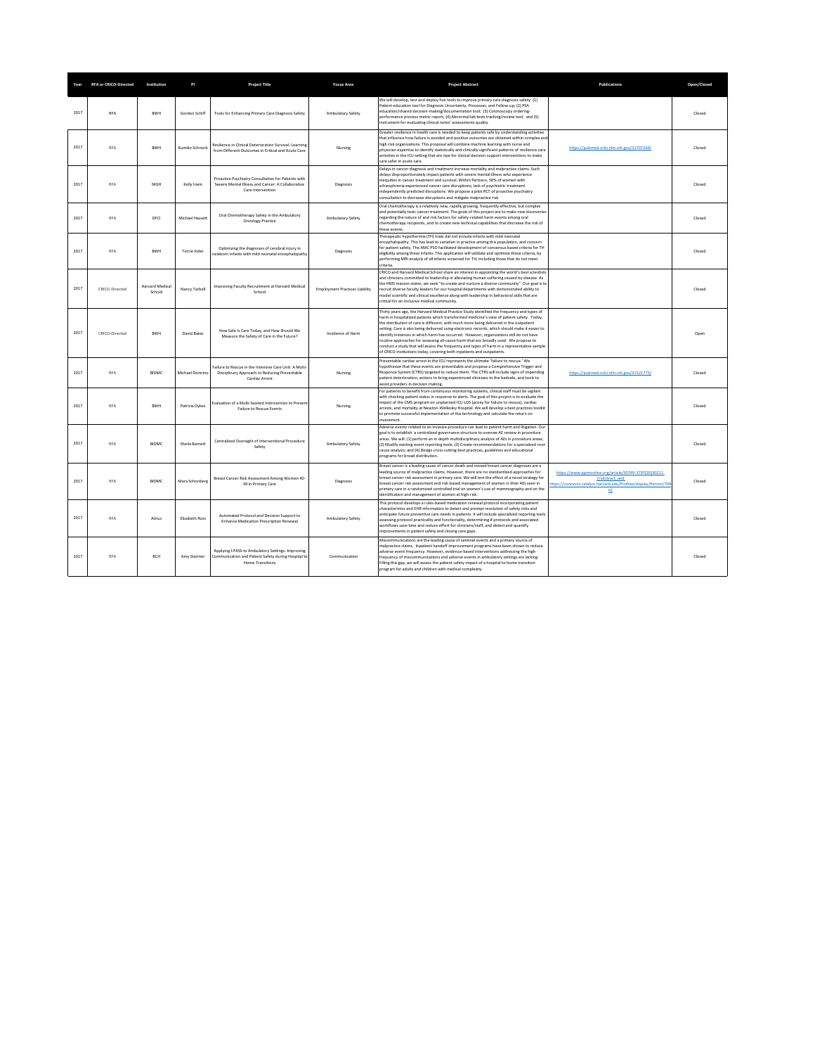| Year | RFA or CRICO-Directed | Institution | PI | Project Title | Focus Area | Project Abstract | Publications | Open/Closed |
|---|---|---|---|---|---|---|---|---|
| 2017 | RFA | BWH | Gordon Schiff | Tools for Enhancing Primary Care Diagnosis Safety | Ambulatory Safety | We will develop, test and deploy five tools to improve primary care diagnosis safety: (1) Patient-education tool for Diagnosis Uncertainty, Processes, and Follow-up; (2) PSA education/shared decision-making/documentation tool; (3) Colonoscopy ordering-performance process metric report; (4) Abnormal lab tests tracking/review tool; and (5) Instrument for evaluating clinical notes' assessments quality. | | Closed |
| 2017 | RFA | BWH | Kumiko Schnock | Resilience in Clinical Deterioration Survival: Learning from Different Outcomes in Critical and Acute Care | Nursing | Greater resilience in health care is needed to keep patients safe by understanding activities that influence how failure is avoided and positive outcomes are obtained within complex and high risk organizations. This proposal will combine machine learning with nurse and physician expertise to identify statistically and clinically significant patterns of resilience care activities in the ICU setting that are ripe for clinical decision support interventions to make care safer in acute care. | https://pubmed.ncbi.nlm.nih.gov/31707264/ | Closed |
| 2017 | RFA | MGH | Kelly Irwin | Proactive Psychiatry Consultation for Patients with Severe Mental Illness and Cancer: A Collaborative Care Intervention | Diagnosis | Delays in cancer diagnosis and treatment increase mortality and malpractice claims. Such delays disproportionately impact patients with severe mental illness who experience inequities in cancer treatment and survival. Within Partners, 50% of women with schizophrenia experienced cancer care disruptions; lack of psychiatric treatment independently predicted disruptions. We propose a pilot RCT of proactive psychiatry consultation to decrease disruptions and mitigate malpractice risk. | | Closed |
| 2017 | RFA | DFCI | Michael Hassett | Oral Chemotherapy Safety in the Ambulatory Oncology Practice | Ambulatory Safety | Oral chemotherapy is a relatively new, rapidly growing, frequently effective, but complex and potentially toxic cancer treatment. The goals of this project are to make new discoveries regarding the nature of and risk factors for safety-related harm events among oral chemotherapy recipients, and to create new technical capabilities that decrease the risk of these events. | | Closed |
| 2017 | RFA | BWH | Terrie Inder | Optimizing the diagnoses of cerebral injury in newborn infants with mild neonatal encephalopathy | Diagnosis | Therapeutic hypothermia (TH) trials did not include infants with mild neonatal encephalopathy. This has lead to variation in practice among this population, and concern for patient safety. The AMC PSO facilitated development of consensus based criteria for TH eligibility among these infants. This application will validate and optimize these criteria, by performing MRI analysis of all infants screened for TH, including those that do not meet criteria. | | Closed |
| 2017 | CRICO-Directed | Harvard Medical School | Nancy Tarbell | Improving Faculty Recruitment at Harvard Medical School | Employment Practices Liability | CRICO and Harvard Medical School share an interest in appointing the world's best scientists and clinicians committed to leadership in alleviating human suffering caused by disease. As the HMS mission states, we seek "to create and nurture a diverse community". Our goal is to recruit diverse faculty leaders for our hospital departments with demonstrated ability to model scientific and clinical excellence along with leadership in behavioral skills that are critical for an inclusive medical community. | | Closed |
| 2017 | CRICO-Directed | BWH | David Bates | How Safe Is Care Today, and How Should We Measure the Safety of Care in the Future? | Incidence of Harm | Thirty years ago, the Harvard Medical Practice Study identified the frequency and types of harm in hospitalized patients which transformed medicine's view of patient safety. Today, the distribution of care is different, with much more being delivered in the outpatient setting. Care is also being delivered using electronic records, which should make it easier to identify instances in which harm has occurred. However, organizations still do not have routine approaches for assessing all-cause harm that are broadly used. We propose to conduct a study that will assess the frequency and types of harm in a representative sample of CRICO institutions today, covering both inpatients and outpatients. | | Open |
| 2017 | RFA | BIDMC | Michael Donnino | Failure to Rescue in the Intensive Care Unit: A Multi-Disciplinary Approach to Reducing Preventable Cardiac Arrest | Nursing | Preventable cardiac arrest in the ICU represents the ultimate 'failure to rescue.' We hypothesize that these events are preventable and propose a Comprehensive Trigger and Response System (CTRS) targeted to reduce them. The CTRS will include signs of impending patient deterioration, actions to bring experienced clinicians to the bedside, and tools to assist providers in decision making. | https://pubmed.ncbi.nlm.nih.gov/31521775/ | Closed |
| 2017 | RFA | BWH | Patricia Dykes | Evaluation of a Multi-faceted Intervention to Prevent Failure to Rescue Events | Nursing | For patients to benefit from continuous monitoring systems, clinical staff must be vigilant with checking patient status in response to alerts. The goal of this project is to evaluate the impact of the CMS program on unplanned ICU LOS (proxy for failure to rescue), cardiac arrests, and mortality at Newton-Wellesley Hospital. We will develop a best practices toolkit to promote successful implementation of the technology and calculate the return on investment. | | Closed |
| 2017 | RFA | BIDMC | Sheila Barnett | Centralized Oversight of Interventional Procedure Safety | Ambulatory Safety | Adverse events related to an invasive procedure can lead to patient harm and litigation. Our goal is to establish a centralized governance structure to oversee AE review in procedure areas. We will: (1) perform an in depth multidisciplinary analysis of AEs in procedure areas; (2) Modify existing event reporting tools; (3) Create recommendations for a specialized root cause analysis; and (4) Design cross cutting best practices, guidelines and educational programs for broad distribution. | | Closed |
| 2017 | RFA | BIDMC | Mara Schonberg | Breast Cancer Risk Assessment Among Women 40-49 in Primary Care | Diagnosis | Breast cancer is a leading cause of cancer death and missed breast cancer diagnoses are a leading source of malpractice claims. However, there are no standardized approaches for breast cancer risk assessment in primary care. We will test the effect of a novel strategy for breast cancer risk assessment and risk-based management of women in their 40s seen in primary care in a randomized controlled trial on women's use of mammography and on the identification and management of women at high-risk. | https://www.ajpmonline.org/article/S0749-3797(20)30211-7/abstract; and https://connects.catalyst.harvard.edu/Profiles/display/Person/79401 | Closed |
| 2017 | RFA | Atrius | Elizabeth Ross | Automated Protocol and Decision Support to Enhance Medication Prescription Renewal | Ambulatory Safety | This protocol develops a rules-based medication renewal protocol incorporating patient characteristics and EHR information to detect and prompt resolution of safety risks and anticipate future preventive care needs in patients. It will include specialized reporting tools assessing protocol practicality and functionality, determining if protocols and associated workflows save time and reduce effort for clinicians/staff, and detect and quantify improvements in patient safety and closing care gaps. | | Closed |
| 2017 | RFA | BCH | Amy Starmer | Applying I-PASS to Ambulatory Settings: Improving Communication and Patient Safety during Hospital to Home Transitions | Communication | Miscommunications are the leading cause of sentinel events and a primary source of malpractice claims. Inpatient handoff improvement programs have been shown to reduce adverse event frequency. However, evidence-based interventions addressing the high frequency of miscommunications and adverse events in ambulatory settings are lacking. Filling this gap, we will assess the patient safety impact of a hospital to home transition program for adults and children with medical complexity. | | Closed |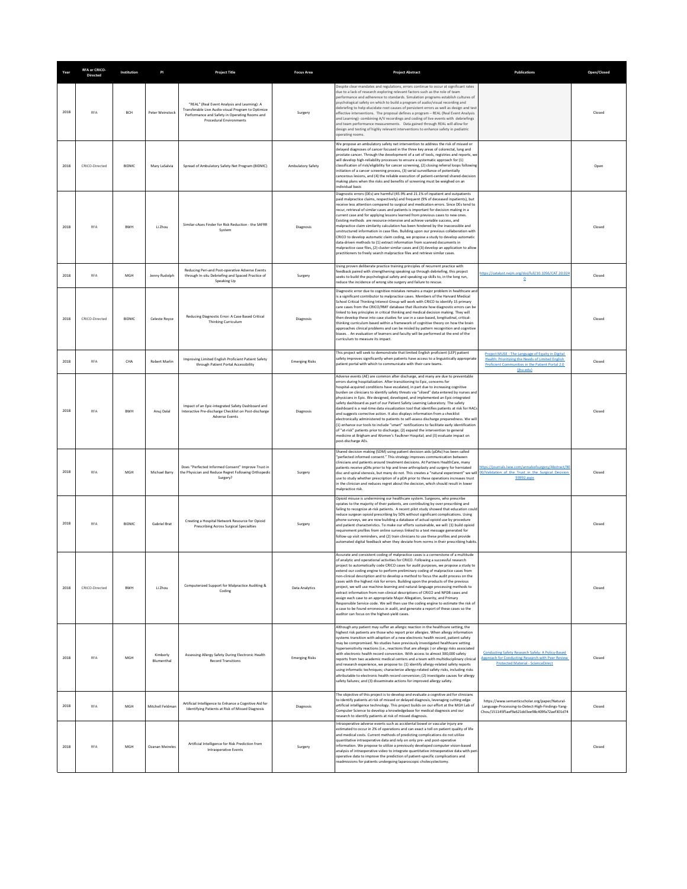| Year | RFA or CRICO-Directed | Institution | PI | Project Title | Focus Area | Project Abstract | Publications | Open/Closed |
|---|---|---|---|---|---|---|---|---|
| 2018 | RFA | BCH | Peter Weinstock | "REAL" (Real Event Analysis and Learning): A Transferable Live Audio-visual Program to Optimize Performance and Safety in Operating Rooms and Procedural Environments | Surgery | Despite clear mandates and regulations, errors continue to occur at significant rates due to a lack of research exploring relevant factors such as the role of team performance and adherence to standards. Simulation programs establish cultures of psychological safety on which to build a program of audio/visual recording and debriefing to help elucidate root causes of persistent errors as well as design and test effective interventions. The proposal defines a program – REAL (Real Event Analysis and Learning)- combining A/V recordings and coding of live events with debriefings and team performance measurements. Data gained through REAL will allow for design and testing of highly relevant interventions to enhance safety in pediatric operating rooms. | | Closed |
| 2018 | CRICO-Directed | BIDMC | Mary LaSalvia | Spread of Ambulatory Safety Net Program (BIDMC) | Ambulatory Safety | We propose an ambulatory safety net intervention to address the risk of missed or delayed diagnoses of cancer focused in the three key areas of colorectal, lung and prostate cancer. Through the development of a set of tools, registries and reports, we will develop high-reliability processes to ensure a systematic approach for (1) classification of risk/eligibility for cancer screening, (2) closing referral loops following initiation of a cancer screening process, (3) serial surveillance of potentially cancerous lesions, and (4) the reliable execution of patient-centered shared-decision making plans when the risks and benefits of screening must be weighed on an individual basis | | Open |
| 2018 | RFA | BWH | Li Zhou | Similar-cAses Finder for Risk Reduction - the SAFRR System | Diagnosis | Diagnostic errors (DEs) are harmful (45.9% and 21.1% of inpatient and outpatients paid malpractice claims, respectively) and frequent (9% of deceased inpatients), but receive less attention compared to surgical and medication errors. Since DEs tend to recur, retrieval of similar cases and patients is important for decision making in a current case and for applying lessons learned from previous cases to new ones. Existing methods are resource-intensive and achieve variable success, and malpractice claim similarity calculation has been hindered by the inaccessible and unstructured information in case files. Building upon our previous collaboration with CRICO to develop automatic claim coding, we propose a study to develop automatic data-driven methods to (1) extract information from scanned documents in malpractice case files, (2) cluster similar cases and (3) develop an application to allow practitioners to freely search malpractice files and retrieve similar cases. | | Closed |
| 2018 | RFA | MGH | Jenny Rudolph | Reducing Peri-and Post-operative Adverse Events through In-situ Debriefing and Spaced Practice of Speaking Up | Surgery | Using proven deliberate practice training principles of recurrent practice with feedback paired with strengthening speaking up through debriefing, this project seeks to build the psychological safety and speaking up skills to, in the long run, reduce the incidence of wrong site surgery and failure to rescue. | https://catalyst.nejm.org/doi/full/10.1056/CAT.20.0240 | Closed |
| 2018 | CRICO-Directed | BIDMC | Celeste Royce | Reducing Diagnostic Error: A Case Based Critical Thinking Curriculum | Diagnosis | Diagnostic error due to cognitive mistakes remains a major problem in healthcare and is a significant contributor to malpractice cases. Members of the Harvard Medical School Critical Thinking Interest Group will work with CRICO to identify 15 primary care cases from the CRICO/RMF database that illustrate how diagnostic errors can be linked to key principles in critical thinking and medical decision making. They will then develop these into case studies for use in a case-based, longitudinal, critical-thinking curriculum based within a framework of cognitive theory on how the brain approaches clinical problems and can be misled by pattern recognition and cognitive biases. . An evaluation of learners and faculty will be performed at the end of the curriculum to measure its impact. | | Closed |
| 2018 | RFA | CHA | Robert Marlin | Improving Limited English Proficient Patient Safety through Patient Portal Accessibility | Emerging Risks | This project will seek to demonstrate that limited English proficient (LEP) patient safety improves significantly when patients have access to a linguistically appropriate patient portal with which to communicate with their care teams. | Project MUSE - The Language of Equity in Digital Health: Prioritizing the Needs of Limited English Proficient Communities in the Patient Portal 2.0 (jhu.edu) | Closed |
| 2018 | RFA | BWH | Anuj Dalal | Impact of an Epic-integrated Safety Dashboard and Interactive Pre-discharge Checklist on Post-discharge Adverse Events | Diagnosis | Adverse events (AE) are common after discharge, and many are due to preventable errors during hospitalization. After transitioning to Epic, concerns for hospital-acquired conditions have escalated, in part due to increasing cognitive burden on clinicians to identify safety threats via "siloed" data entered by nurses and physicians in Epic. We designed, developed, and implemented an Epic-integrated safety dashboard as part of our Patient Safety Learning Laboratory. The safety dashboard is a real-time data visualization tool that identifies patients at risk for HACs and suggests corrective action. It also displays information from a checklist electronically administered to patients to self-assess discharge preparedness. We will (1) enhance our tools to include "smart" notifications to facilitate early identification of "at-risk" patients prior to discharge; (2) expand the intervention to general medicine at Brigham and Women's Faulkner Hospital; and (3) evaluate impact on post-discharge AEs. | | Closed |
| 2018 | RFA | MGH | Michael Barry | Does "Perfected Informed Consent" Improve Trust in the Physician and Reduce Regret Following Orthopedic Surgery? | Surgery | Shared decision making (SDM) using patient decision aids (pDAs) has been called "perfected informed consent." This strategy improves communication between clinicians and patients around treatment decisions. At Partners HealthCare, many patients receive pDAs prior to hip and knee arthroplasty and surgery for herniated disc and spinal stenosis, but many do not. This creates a "natural experiment" we will use to study whether prescription of a pDA prior to these operations increases trust in the clinician and reduces regret about the decision, which should result in lower malpractice risk. | https://journals.lww.com/annalsofsurgery/Abstract/9000/Validation_of_the_Trust_in_the_Surgical_Decision.93992.aspx | Closed |
| 2018 | RFA | BIDMC | Gabriel Brat | Creating a Hospital Network Resource for Opioid Prescribing Across Surgical Specialties | Surgery | Opioid misuse is undermining our healthcare system. Surgeons, who prescribe opiates to the majority of their patients, are contributing by over prescribing and failing to recognize at-risk patients. A recent pilot study showed that education could reduce surgeon opioid prescribing by 50% without significant complications. Using phone surveys, we are now building a database of actual opioid use by procedure and patient characteristics. To make our efforts sustainable, we will: (1) build opioid requirement profiles from online surveys linked to a text message generated for follow-up visit reminders, and (2) train clinicians to use these profiles and provide automated digital feedback when they deviate from norms in their prescribing habits. | | Closed |
| 2018 | CRICO-Directed | BWH | Li Zhou | Computerized Support for Malpractice Auditing & Coding | Data Analytics | Accurate and consistent coding of malpractice cases is a cornerstone of a multitude of analytic and operational activities for CRICO. Following a successful research project to automatically code CRICO cases for audit purposes, we propose a study to extend our coding engine to perform preliminary coding of malpractice cases from non-clinical description and to develop a method to focus the audit process on the cases with the highest risk for errors. Building upon the products of the previous project, we will use machine-learning and natural-language processing methods to extract information from non-clinical descriptions of CRICO and NPDB cases and assign each case to an appropriate Major Allegation, Severity, and Primary Responsible Service code. We will then use the coding engine to estimate the risk of a case to be found erroneous in audit, and generate a report of these cases so the auditor can focus on the highest-yield cases. | | Closed |
| 2018 | RFA | MGH | Kimberly Blumenthal | Assessing Allergy Safety During Electronic Health Record Transitions | Emerging Risks | Although any patient may suffer an allergic reaction in the healthcare setting, the highest risk patients are those who report prior allergies. When allergy information systems transition with adoption of a new electronic health record, patient safety may be compromised. No studies have previously investigated healthcare setting hypersensitivity reactions (i.e., reactions that are allergic) or allergy risks associated with electronic health record conversion. With access to almost 300,000 safety reports from two academic medical centers and a team with multidisciplinary clinical and research experience, we propose to: (1) identify allergy-related safety reports using informatic techniques; characterize allergy-related safety risks, including risks attributable to electronic health record conversion; (2) investigate causes for allergy safety failures; and (3) disseminate actions for improved allergy safety. | Conducting Safety Research Safely: A Policy-Based Approach for Conducting Research with Peer Review Protected Material - ScienceDirect | Closed |
| 2018 | RFA | MGH | Mitchell Feldman | Artificial Intelligence to Enhance a Cognitive Aid for Identifying Patients at Risk of Missed Diagnosis | Diagnosis | The objective of this project is to develop and evaluate a cognitive aid for clinicians to identify patients at risk of missed or delayed diagnosis, leveraging cutting edge artificial intelligence technology. This project builds on our effort at the MGH Lab of Computer Science to develop a knowledgebase for medical diagnosis and our research to identify patients at risk of missed diagnosis. | https://www.semanticscholar.org/paper/Natural-Language-Processing-to-Detect-High-Findings-Yang-Chou/151145f5aef9a621dd3ee98c409fa72aef301d74 | Closed |
| 2018 | RFA | MGH | Ozanan Meireles | Artificial Intelligence for Risk Prediction from Intraoperative Events | Surgery | Intraoperative adverse events such as accidental bowel or vascular injury are estimated to occur in 2% of operations and can exact a toll on patient quality of life and medical costs. Current methods of predicting complications do not utilize quantitative intraoperative data and rely on only pre- and post-operative information. We propose to utilize a previously developed computer vision-based analysis of intraoperative video to integrate quantitative intraoperative data with peri-operative data to improve the prediction of patient-specific complications and readmissions for patients undergoing laparoscopic cholecystectomy. | | Closed |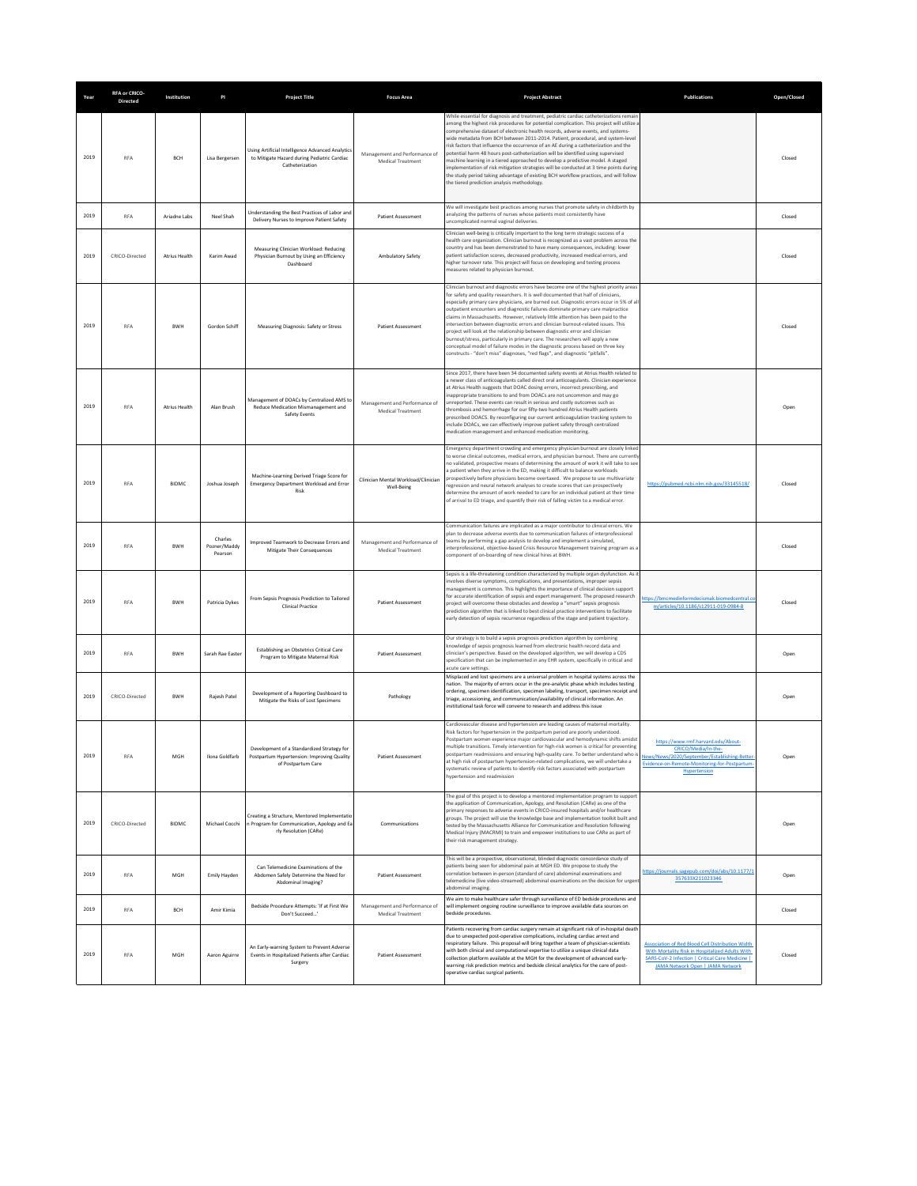| Year | RFA or CRICO-Directed | Institution | PI | Project Title | Focus Area | Project Abstract | Publications | Open/Closed |
|---|---|---|---|---|---|---|---|---|
| 2019 | RFA | BCH | Lisa Bergersen | Using Artificial Intelligence Advanced Analytics to Mitigate Hazard during Pediatric Cardiac Catheterization | Management and Performance of Medical Treatment | While essential for diagnosis and treatment, pediatric cardiac catheterizations remain among the highest risk procedures for potential complication. This project will utilize a comprehensive dataset of electronic health records, adverse events, and systems-wide metadata from BCH between 2011-2014. Patient, procedural, and system-level risk factors that influence the occurrence of an AE during a catheterization and the potential harm 48 hours post-catheterization will be identified using supervised machine learning in a tiered approached to develop a predictive model. A staged implementation of risk mitigation strategies will be conducted at 3 time points during the study period taking advantage of existing BCH workflow practices, and will follow the tiered prediction analysis methodology. | | Closed |
| 2019 | RFA | Ariadne Labs | Neel Shah | Understanding the Best Practices of Labor and Delivery Nurses to Improve Patient Safety | Patient Assessment | We will investigate best practices among nurses that promote safety in childbirth by analyzing the patterns of nurses whose patients most consistently have uncomplicated normal vaginal deliveries. | | Closed |
| 2019 | CRICO-Directed | Atrius Health | Karim Awad | Measuring Clinician Workload: Reducing Physician Burnout by Using an Efficiency Dashboard | Ambulatory Safety | Clinician well-being is critically important to the long term strategic success of a health care organization. Clinician burnout is recognized as a vast problem across the country and has been demonstrated to have many consequences, including: lower patient satisfaction scores, decreased productivity, increased medical errors, and higher turnover rate. This project will focus on developing and testing process measures related to physician burnout. | | Closed |
| 2019 | RFA | BWH | Gordon Schiff | Measuring Diagnosis: Safety or Stress | Patient Assessment | Clinician burnout and diagnostic errors have become one of the highest priority areas for safety and quality researchers. It is well documented that half of clinicians, especially primary care physicians, are burned out. Diagnostic errors occur in 5% of all outpatient encounters and diagnostic failures dominate primary care malpractice claims in Massachusetts. However, relatively little attention has been paid to the intersection between diagnostic errors and clinician burnout-related issues. This project will look at the relationship between diagnostic error and clinician burnout/stress, particularly in primary care. The researchers will apply a new conceptual model of failure modes in the diagnostic process based on three key constructs - "don't miss" diagnoses, "red flags", and diagnostic "pitfalls". | | Closed |
| 2019 | RFA | Atrius Health | Alan Brush | Management of DOACs by Centralized AMS to Reduce Medication Mismanagement and Safety Events | Management and Performance of Medical Treatment | Since 2017, there have been 34 documented safety events at Atrius Health related to a newer class of anticoagulants called direct oral anticoagulants. Clinician experience at Atrius Health suggests that DOAC dosing errors, incorrect prescribing, and inappropriate transitions to and from DOACs are not uncommon and may go unreported. These events can result in serious and costly outcomes such as thrombosis and hemorrhage for our fifty-two hundred Atrius Health patients prescribed DOACS. By reconfiguring our current anticoagulation tracking system to include DOACs, we can effectively improve patient safety through centralized medication management and enhanced medication monitoring. | | Open |
| 2019 | RFA | BIDMC | Joshua Joseph | Machine-Learning Derived Triage Score for Emergency Department Workload and Error Risk | Clinician Mental Workload/Clinician Well-Being | Emergency department crowding and emergency physician burnout are closely linked to worse clinical outcomes, medical errors, and physician burnout. There are currently no validated, prospective means of determining the amount of work it will take to see a patient when they arrive in the ED, making it difficult to balance workloads prospectively before physicians become overtaxed. We propose to use multivariate regression and neural network analyses to create scores that can prospectively determine the amount of work needed to care for an individual patient at their time of arrival to ED triage, and quantify their risk of falling victim to a medical error. | https://pubmed.ncbi.nlm.nih.gov/33145518/ | Closed |
| 2019 | RFA | BWH | Charles Pozner/Maddy Pearson | Improved Teamwork to Decrease Errors and Mitigate Their Consequences | Management and Performance of Medical Treatment | Communication failures are implicated as a major contributor to clinical errors. We plan to decrease adverse events due to communication failures of interprofessional teams by performing a gap analysis to develop and implement a simulated, interprofessional, objective-based Crisis Resource Management training program as a component of on-boarding of new clinical hires at BWH. | | Closed |
| 2019 | RFA | BWH | Patricia Dykes | From Sepsis Prognosis Prediction to Tailored Clinical Practice | Patient Assessment | Sepsis is a life-threatening condition characterized by multiple organ dysfunction. As it involves diverse symptoms, complications, and presentations, improper sepsis management is common. This highlights the importance of clinical decision support for accurate identification of sepsis and expert management. The proposed research project will overcome these obstacles and develop a "smart" sepsis prognosis prediction algorithm that is linked to best clinical practice interventions to facilitate early detection of sepsis recurrence regardless of the stage and patient trajectory. | https://bmcmedinformdecismak.biomedcentral.com/articles/10.1186/s12911-019-0984-8 | Closed |
| 2019 | RFA | BWH | Sarah Rae Easter | Establishing an Obstetrics Critical Care Program to Mitigate Maternal Risk | Patient Assessment | Our strategy is to build a sepsis prognosis prediction algorithm by combining knowledge of sepsis prognosis learned from electronic health record data and clinician's perspective. Based on the developed algorithm, we will develop a CDS specification that can be implemented in any EHR system, specifically in critical and acute care settings. | | Open |
| 2019 | CRICO-Directed | BWH | Rajesh Patel | Development of a Reporting Dashboard to Mitigate the Risks of Lost Specimens | Pathology | Misplaced and lost specimens are a universal problem in hospital systems across the nation. The majority of errors occur in the pre-analytic phase which includes testing ordering, specimen identification, specimen labeling, transport, specimen receipt and triage, accessioning, and communication/availability of clinical information. An institutional task force will convene to research and address this issue | | Open |
| 2019 | RFA | MGH | Ilona Goldfarb | Development of a Standardized Strategy for Postpartum Hypertension: Improving Quality of Postpartum Care | Patient Assessment | Cardiovascular disease and hypertension are leading causes of maternal mortality. Risk factors for hypertension in the postpartum period are poorly understood. Postpartum women experience major cardiovascular and hemodynamic shifts amidst multiple transitions. Timely intervention for high-risk women is critical for preventing postpartum readmissions and ensuring high-quality care. To better understand who is at high risk of postpartum hypertension-related complications, we will undertake a systematic review of patients to identify risk factors associated with postpartum hypertension and readmission | https://www.rmf.harvard.edu/About-CRICO/Media/In-the-News/News/2020/September/Establishing-Better-Evidence-on-Remote-Monitoring-for-Postpartum-Hypertension | Open |
| 2019 | CRICO-Directed | BIDMC | Michael Cocchi | Creating a Structure, Mentored Implementation Program for Communication, Apology and Early Resolution (CARe) | Communications | The goal of this project is to develop a mentored implementation program to support the application of Communication, Apology, and Resolution (CARe) as one of the primary responses to adverse events in CRICO-insured hospitals and/or healthcare groups. The project will use the knowledge base and implementation toolkit built and tested by the Massachusetts Alliance for Communication and Resolution following Medical Injury (MACRMI) to train and empower institutions to use CARe as part of their risk management strategy. | | Open |
| 2019 | RFA | MGH | Emily Hayden | Can Telemedicine Examinations of the Abdomen Safely Determine the Need for Abdominal Imaging? | Patient Assessment | This will be a prospective, observational, blinded diagnostic concordance study of patients being seen for abdominal pain at MGH ED. We propose to study the correlation between in-person (standard of care) abdominal examinations and telemedicine (live video-streamed) abdominal examinations on the decision for urgent abdominal imaging. | https://journals.sagepub.com/doi/abs/10.1177/1357633X211023346 | Open |
| 2019 | RFA | BCH | Amir Kimia | Bedside Procedure Attempts: 'If at First We Don't Succeed...' | Management and Performance of Medical Treatment | We aim to make healthcare safer through surveillance of ED bedside procedures and will implement ongoing routine surveillance to improve available data sources on bedside procedures. | | Closed |
| 2019 | RFA | MGH | Aaron Aguirre | An Early-warning System to Prevent Adverse Events in Hospitalized Patients after Cardiac Surgery | Patient Assessment | Patients recovering from cardiac surgery remain at significant risk of in-hospital death due to unexpected post-operative complications, including cardiac arrest and respiratory failure. This proposal will bring together a team of physician-scientists with both clinical and computational expertise to utilize a unique clinical data collection platform available at the MGH for the development of advanced early-warning risk prediction metrics and bedside clinical analytics for the care of post-operative cardiac surgical patients. | Association of Red Blood Cell Distribution Width With Mortality Risk in Hospitalized Adults With SARS-CoV-2 Infection \| Critical Care Medicine \| JAMA Network Open \| JAMA Network | Closed |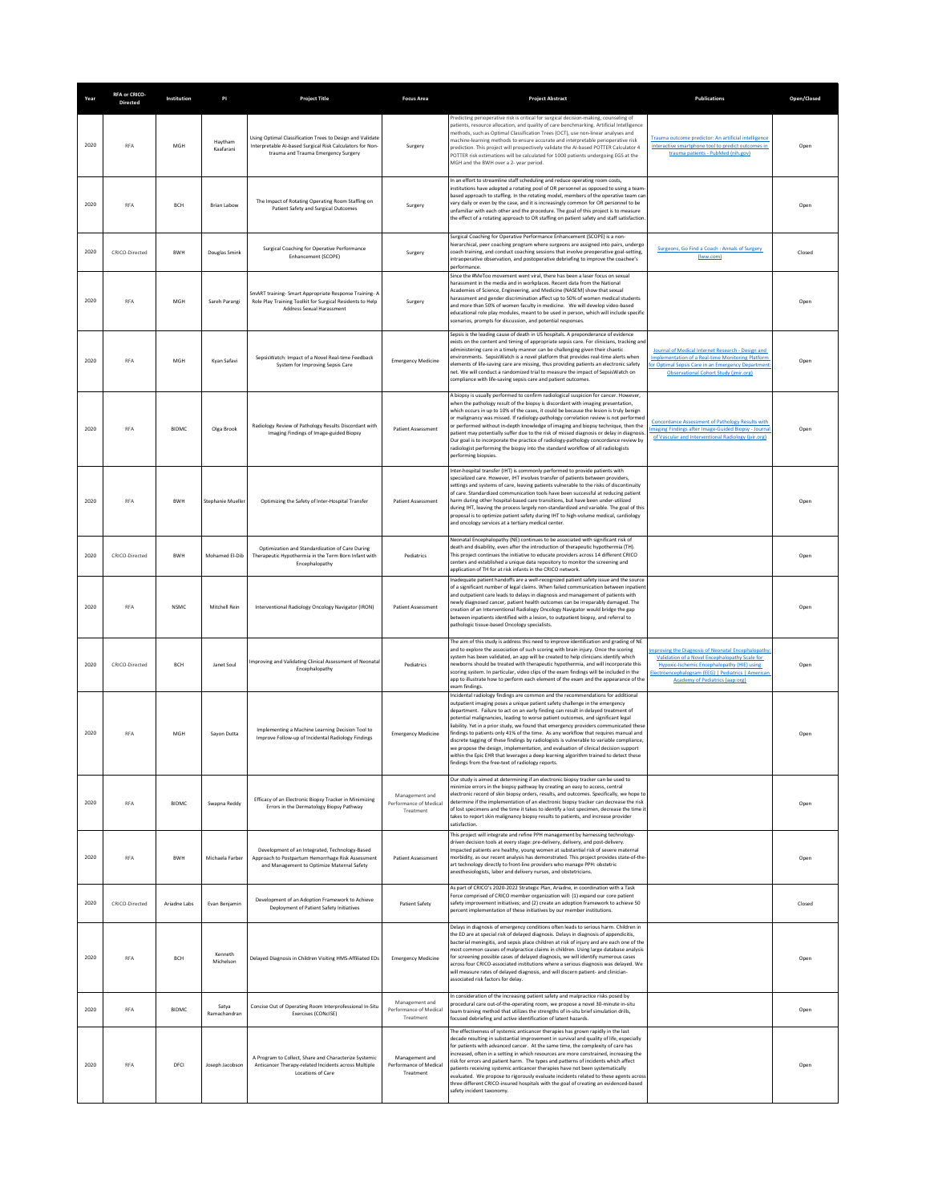| Year | RFA or CRICO-Directed | Institution | PI | Project Title | Focus Area | Project Abstract | Publications | Open/Closed |
| --- | --- | --- | --- | --- | --- | --- | --- | --- |
| 2020 | RFA | MGH | Haytham Kaafarani | Using Optimal Classification Trees to Design and Validate Interpretable AI-based Surgical Risk Calculators for Non-trauma and Trauma Emergency Surgery | Surgery | Predicting perioperative risk is critical for surgical decision-making, counseling of patients, resource allocation, and quality of care benchmarking. Artificial Intelligence methods, such as Optimal Classification Trees (OCT), use non-linear analyses and machine-learning methods to ensure accurate and interpretable perioperative risk prediction. This project will prospectively validate the AI-based POTTER Calculator 4 POTTER risk estimations will be calculated for 1000 patients undergoing EGS at the MGH and the BWH over a 2- year period. | Trauma outcome predictor: An artificial intelligence interactive smartphone tool to predict outcomes in trauma patients - PubMed (nih.gov) | Open |
| 2020 | RFA | BCH | Brian Labow | The Impact of Rotating Operating Room Staffing on Patient Safety and Surgical Outcomes | Surgery | In an effort to streamline staff scheduling and reduce operating room costs, institutions have adopted a rotating pool of OR personnel as opposed to using a team-based approach to staffing. In the rotating model, members of the operative team can vary daily or even by the case, and it is increasingly common for OR personnel to be unfamiliar with each other and the procedure. The goal of this project is to measure the effect of a rotating approach to OR staffing on patient safety and staff satisfaction. | | Open |
| 2020 | CRICO-Directed | BWH | Douglas Smink | Surgical Coaching for Operative Performance Enhancement (SCOPE) | Surgery | Surgical Coaching for Operative Performance Enhancement (SCOPE) is a non-hierarchical, peer coaching program where surgeons are assigned into pairs, undergo coach training, and conduct coaching sessions that involve preoperative goal-setting, intraoperative observation, and postoperative debriefing to improve the coachee's performance. | Surgeons, Go Find a Coach : Annals of Surgery (lww.com) | Closed |
| 2020 | RFA | MGH | Sareh Parangi | SmART training- Smart Appropriate Response Training- A Role Play Training Toolkit for Surgical Residents to Help Address Sexual Harassment | Surgery | Since the #MeToo movement went viral, there has been a laser focus on sexual harassment in the media and in workplaces. Recent data from the National Academies of Science, Engineering, and Medicine (NASEM) show that sexual harassment and gender discrimination affect up to 50% of women medical students and more than 50% of women faculty in medicine. We will develop video-based educational role play modules, meant to be used in person, which will include specific scenarios, prompts for discussion, and potential responses. | | Open |
| 2020 | RFA | MGH | Kyan Safavi | SepsisWatch: Impact of a Novel Real-time Feedback System for Improving Sepsis Care | Emergency Medicine | Sepsis is the leading cause of death in US hospitals. A preponderance of evidence exists on the content and timing of appropriate sepsis care. For clinicians, tracking and administering care in a timely manner can be challenging given their chaotic environments. SepsisWatch is a novel platform that provides real-time alerts when elements of life-saving care are missing, thus providing patients an electronic safety net. We will conduct a randomized trial to measure the impact of SepsisWatch on compliance with life-saving sepsis care and patient outcomes. | Journal of Medical Internet Research - Design and Implementation of a Real-time Monitoring Platform for Optimal Sepsis Care in an Emergency Department: Observational Cohort Study (jmir.org) | Open |
| 2020 | RFA | BIDMC | Olga Brook | Radiology Review of Pathology Results Discordant with Imaging Findings of Image-guided Biopsy | Patient Assessment | A biopsy is usually performed to confirm radiological suspicion for cancer. However, when the pathology result of the biopsy is discordant with imaging presentation, which occurs in up to 10% of the cases, it could be because the lesion is truly benign or malignancy was missed. If radiology-pathology correlation review is not performed or performed without in-depth knowledge of imaging and biopsy technique, then the patient may potentially suffer due to the risk of missed diagnosis or delay in diagnosis. Our goal is to incorporate the practice of radiology-pathology concordance review by radiologist performing the biopsy into the standard workflow of all radiologists performing biopsies. | Concordance Assessment of Pathology Results with Imaging Findings after Image-Guided Biopsy - Journal of Vascular and Interventional Radiology (jvir.org) | Open |
| 2020 | RFA | BWH | Stephanie Mueller | Optimizing the Safety of Inter-Hospital Transfer | Patient Assessment | Inter-hospital transfer (IHT) is commonly performed to provide patients with specialized care. However, IHT involves transfer of patients between providers, settings and systems of care, leaving patients vulnerable to the risks of discontinuity of care. Standardized communication tools have been successful at reducing patient harm during other hospital-based care transitions, but have been under-utilized during IHT, leaving the process largely non-standardized and variable. The goal of this proposal is to optimize patient safety during IHT to high-volume medical, cardiology and oncology services at a tertiary medical center. | | Open |
| 2020 | CRICO-Directed | BWH | Mohamed El-Dib | Optimization and Standardization of Care During Therapeutic Hypothermia in the Term Born Infant with Encephalopathy | Pediatrics | Neonatal Encephalopathy (NE) continues to be associated with significant risk of death and disability, even after the introduction of therapeutic hypothermia (TH). This project continues the initiative to educate providers across 14 different CRICO centers and established a unique data repository to monitor the screening and application of TH for at risk infants in the CRICO network. | | Open |
| 2020 | RFA | NSMC | Mitchell Rein | Interventional Radiology Oncology Navigator (IRON) | Patient Assessment | Inadequate patient handoffs are a well-recognized patient safety issue and the source of a significant number of legal claims. When failed communication between inpatient and outpatient care leads to delays in diagnosis and management of patients with newly diagnosed cancer, patient health outcomes can be irreparably damaged. The creation of an Interventional Radiology Oncology Navigator would bridge the gap between inpatients identified with a lesion, to outpatient biopsy, and referral to pathologic tissue-based Oncology specialists. | | Open |
| 2020 | CRICO-Directed | BCH | Janet Soul | Improving and Validating Clinical Assessment of Neonatal Encephalopathy | Pediatrics | The aim of this study is address this need to improve identification and grading of NE and to explore the association of such scoring with brain injury. Once the scoring system has been validated, an app will be created to help clinicians identify which newborns should be treated with therapeutic hypothermia, and will incorporate this scoring system. In particular, video clips of the exam findings will be included in the app to illustrate how to perform each element of the exam and the appearance of the exam findings. | Improving the Diagnosis of Neonatal Encephalopathy: Validation of a Novel Encephalopathy Scale for Hypoxic-Ischemic Encephalopathy (HIE) using Electroencephalogram (EEG) \| Pediatrics \| American Academy of Pediatrics (aap.org) | Open |
| 2020 | RFA | MGH | Sayon Dutta | Implementing a Machine Learning Decision Tool to Improve Follow-up of Incidental Radiology Findings | Emergency Medicine | Incidental radiology findings are common and the recommendations for additional outpatient imaging poses a unique patient safety challenge in the emergency department. Failure to act on an early finding can result in delayed treatment of potential malignancies, leading to worse patient outcomes, and significant legal liability. Yet in a prior study, we found that emergency providers communicated these findings to patients only 41% of the time. As any workflow that requires manual and discrete tagging of these findings by radiologists is vulnerable to variable compliance, we propose the design, implementation, and evaluation of clinical decision support within the Epic EHR that leverages a deep learning algorithm trained to detect these findings from the free-text of radiology reports. | | Open |
| 2020 | RFA | BIDMC | Swapna Reddy | Efficacy of an Electronic Biopsy Tracker in Minimizing Errors in the Dermatology Biopsy Pathway | Management and Performance of Medical Treatment | Our study is aimed at determining if an electronic biopsy tracker can be used to minimize errors in the biopsy pathway by creating an easy to access, central electronic record of skin biopsy orders, results, and outcomes. Specifically, we hope to determine if the implementation of an electronic biopsy tracker can decrease the risk of lost specimens and the time it takes to identify a lost specimen, decrease the time it takes to report skin malignancy biopsy results to patients, and increase provider satisfaction. | | Open |
| 2020 | RFA | BWH | Michaela Farber | Development of an Integrated, Technology-Based Approach to Postpartum Hemorrhage Risk Assessment and Management to Optimize Maternal Safety | Patient Assessment | This project will integrate and refine PPH management by harnessing technology-driven decision tools at every stage: pre-delivery, delivery, and post-delivery. Impacted patients are healthy, young women at substantial risk of severe maternal morbidity, as our recent data has demonstrated. This project provides state-of-the-art technology directly to front-line providers who manage PPH: obstetric anesthesiologists, labor and delivery nurses, and obstetricians. | | Open |
| 2020 | CRICO-Directed | Ariadne Labs | Evan Benjamin | Development of an Adoption Framework to Achieve Deployment of Patient Safety Initiatives | Patient Safety | As part of CRICO's 2020-2022 Strategic Plan, Ariadne, in coordination with a Task Force comprised of CRICO member organization will: (1) expand our core patient safety improvement initiatives; and (2) create an adoption framework to achieve 50 percent implementation of these initiatives by our member institutions. | | Closed |
| 2020 | RFA | BCH | Kenneth Michelson | Delayed Diagnosis in Children Visiting HMS-Affiliated EDs | Emergency Medicine | Delays in diagnosis of emergency conditions often leads to serious harm. Children in the ED are at special risk of delayed diagnosis. Delays in diagnosis of appendicitis, bacterial meningitis, and sepsis place children at risk of injury and are each one of the most common causes of malpractice claims in children. Using large database analysis for screening possible cases of delayed diagnosis, we will identify numerous cases across four CRICO-associated institutions where a serious diagnosis was delayed. We will measure rates of delayed diagnosis, and will discern patient- and clinician-associated risk factors for delay. | | Open |
| 2020 | RFA | BIDMC | Satya Ramachandran | Concise Out of Operating Room Interprofessional In-Situ Exercises (CONcISE) | Management and Performance of Medical Treatment | In consideration of the increasing patient safety and malpractice risks posed by procedural care out-of-the-operating room, we propose a novel 30-minute in-situ team training method that utilizes the strengths of in-situ brief simulation drills, focused debriefing and active identification of latent hazards. | | Open |
| 2020 | RFA | DFCI | Joseph Jacobson | A Program to Collect, Share and Characterize Systemic Anticancer Therapy-related Incidents across Multiple Locations of Care | Management and Performance of Medical Treatment | The effectiveness of systemic anticancer therapies has grown rapidly in the last decade resulting in substantial improvement in survival and quality of life, especially for patients with advanced cancer. At the same time, the complexity of care has increased, often in a setting in which resources are more constrained, increasing the risk for errors and patient harm. The types and patterns of incidents which affect patients receiving systemic anticancer therapies have not been systematically evaluated. We propose to rigorously evaluate incidents related to these agents across three different CRICO-insured hospitals with the goal of creating an evidenced-based safety incident taxonomy. | | Open |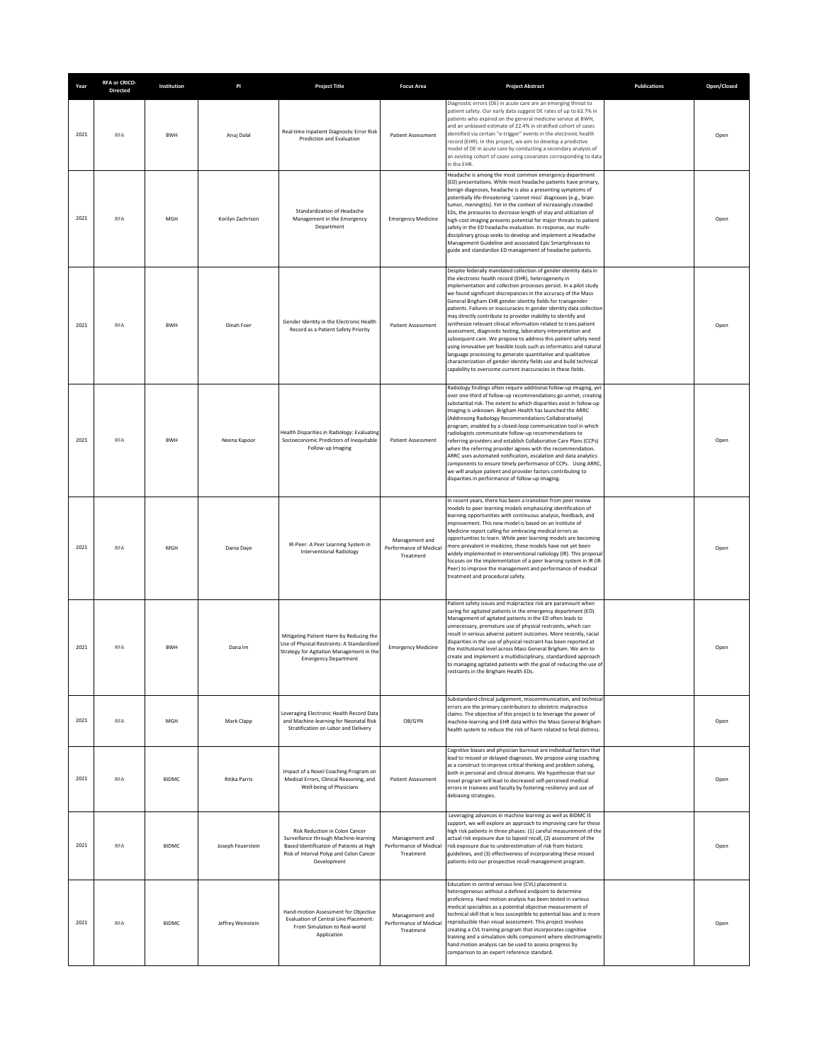| Year | RFA or CRICO-Directed | Institution | PI | Project Title | Focus Area | Project Abstract | Publications | Open/Closed |
|---|---|---|---|---|---|---|---|---|
| 2021 | RFA | BWH | Anuj Dalal | Real-time Inpatient Diagnostic Error Risk Prediction and Evaluation | Patient Assessment | Diagnostic errors (DE) in acute care are an emerging threat to patient safety. Our early data suggest DE rates of up to 62.7% in patients who expired on the general medicine service at BWH, and an unbiased estimate of 22.4% in stratified cohort of cases identified via certain "e-trigger" events in the electronic health record (EHR). In this project, we aim to develop a predictive model of DE in acute care by conducting a secondary analysis of an existing cohort of cases using covariates corresponding to data in the EHR. | | Open |
| 2021 | RFA | MGH | Korilyn Zachrison | Standardization of Headache Management in the Emergency Department | Emergency Medicine | Headache is among the most common emergency department (ED) presentations. While most headache patients have primary, benign diagnoses, headache is also a presenting symptoms of potentially life-threatening 'cannot miss' diagnoses (e.g., brain tumor, meningitis). Yet in the context of increasingly crowded EDs, the pressures to decrease length of stay and utilization of high-cost imaging presents potential for major threats to patient safety in the ED headache evaluation. In response, our multi-disciplinary group seeks to develop and implement a Headache Management Guideline and associated Epic Smartphrases to guide and standardize ED management of headache patients. | | Open |
| 2021 | RFA | BWH | Dinah Foer | Gender Identity in the Electronic Health Record as a Patient Safety Priority | Patient Assessment | Despite federally mandated collection of gender identity data in the electronic health record (EHR), heterogeneity in implementation and collection processes persist. In a pilot study we found significant discrepancies in the accuracy of the Mass General Brigham EHR gender identity fields for transgender patients. Failures or inaccuracies in gender identity data collection may directly contribute to provider inability to identify and synthesize relevant clinical information related to trans patient assessment, diagnostic testing, laboratory interpretation and subsequent care. We propose to address this patient safety need using innovative yet feasible tools such as informatics and natural language processing to generate quantitative and qualitative characterization of gender identity fields use and build technical capability to overcome current inaccuracies in these fields. | | Open |
| 2021 | RFA | BWH | Neena Kapoor | Health Disparities in Radiology: Evaluating Socioeconomic Predictors of Inequitable Follow-up Imaging | Patient Assessment | Radiology findings often require additional follow-up imaging, yet over one-third of follow-up recommendations go unmet, creating substantial risk. The extent to which disparities exist in follow-up imaging is unknown. Brigham Health has launched the ARRC (Addressing Radiology Recommendations Collaboratively) program, enabled by a closed-loop communication tool in which radiologists communicate follow-up recommendations to referring providers and establish Collaborative Care Plans (CCPs) when the referring provider agrees with the recommendation. ARRC uses automated notification, escalation and data analytics components to ensure timely performance of CCPs. Using ARRC, we will analyze patient and provider factors contributing to disparities in performance of follow-up imaging. | | Open |
| 2021 | RFA | MGH | Dania Daye | IR-Peer: A Peer Learning System in Interventional Radiology | Management and Performance of Medical Treatment | In recent years, there has been a transition from peer review models to peer learning models emphasizing identification of learning opportunities with continuous analysis, feedback, and improvement. This new model is based on an Institute of Medicine report calling for embracing medical errors as opportunities to learn. While peer learning models are becoming more prevalent in medicine, these models have not yet been widely implemented in interventional radiology (IR). This proposal focuses on the implementation of a peer learning system in IR (IR-Peer) to improve the management and performance of medical treatment and procedural safety. | | Open |
| 2021 | RFA | BWH | Dana Im | Mitigating Patient Harm by Reducing the Use of Physical Restraints: A Standardized Strategy for Agitation Management in the Emergency Department | Emergency Medicine | Patient safety issues and malpractice risk are paramount when caring for agitated patients in the emergency department (ED). Management of agitated patients in the ED often leads to unnecessary, premature use of physical restraints, which can result in serious adverse patient outcomes. More recently, racial disparities in the use of physical restraint has been reported at the institutional level across Mass General Brigham. We aim to create and implement a multidisciplinary, standardized approach to managing agitated patients with the goal of reducing the use of restraints in the Brigham Health EDs. | | Open |
| 2021 | RFA | MGH | Mark Clapp | Leveraging Electronic Health Record Data and Machine-learning for Neonatal Risk Stratification on Labor and Delivery | OB/GYN | Substandard clinical judgement, miscommunication, and technical errors are the primary contributors to obstetric malpractice claims. The objective of this project is to leverage the power of machine-learning and EHR data within the Mass General Brigham health system to reduce the risk of harm related to fetal distress. | | Open |
| 2021 | RFA | BIDMC | Ritika Parris | Impact of a Novel Coaching Program on Medical Errors, Clinical Reasoning, and Well-being of Physicians | Patient Assessment | Cognitive biases and physician burnout are individual factors that lead to missed or delayed diagnoses. We propose using coaching as a construct to improve critical thinking and problem solving, both in personal and clinical domains. We hypothesize that our novel program will lead to decreased self-perceived medical errors in trainees and faculty by fostering resiliency and use of debiasing strategies. | | Open |
| 2021 | RFA | BIDMC | Joseph Feuerstein | Risk Reduction in Colon Cancer Surveillance through Machine-learning Based Identification of Patients at High Risk of Interval Polyp and Colon Cancer Development | Management and Performance of Medical Treatment | Leveraging advances in machine learning as well as BIDMC IS support, we will explore an approach to improving care for these high risk patients in three phases: (1) careful measurement of the actual risk exposure due to lapsed recall, (2) assessment of the risk exposure due to underestimation of risk from historic guidelines, and (3) effectiveness of incorporating these missed patients into our prospective recall management program. | | Open |
| 2021 | RFA | BIDMC | Jeffrey Weinstein | Hand-motion Assessment for Objective Evaluation of Central Line Placement: From Simulation to Real-world Application | Management and Performance of Medical Treatment | Education in central venous line (CVL) placement is heterogeneous without a defined endpoint to determine proficiency. Hand motion analysis has been tested in various medical specialties as a potential objective measurement of technical skill that is less susceptible to potential bias and is more reproducible than visual assessment. This project involves creating a CVL training program that incorporates cognitive training and a simulation skills component where electromagnetic hand motion analysis can be used to assess progress by comparison to an expert reference standard. | | Open |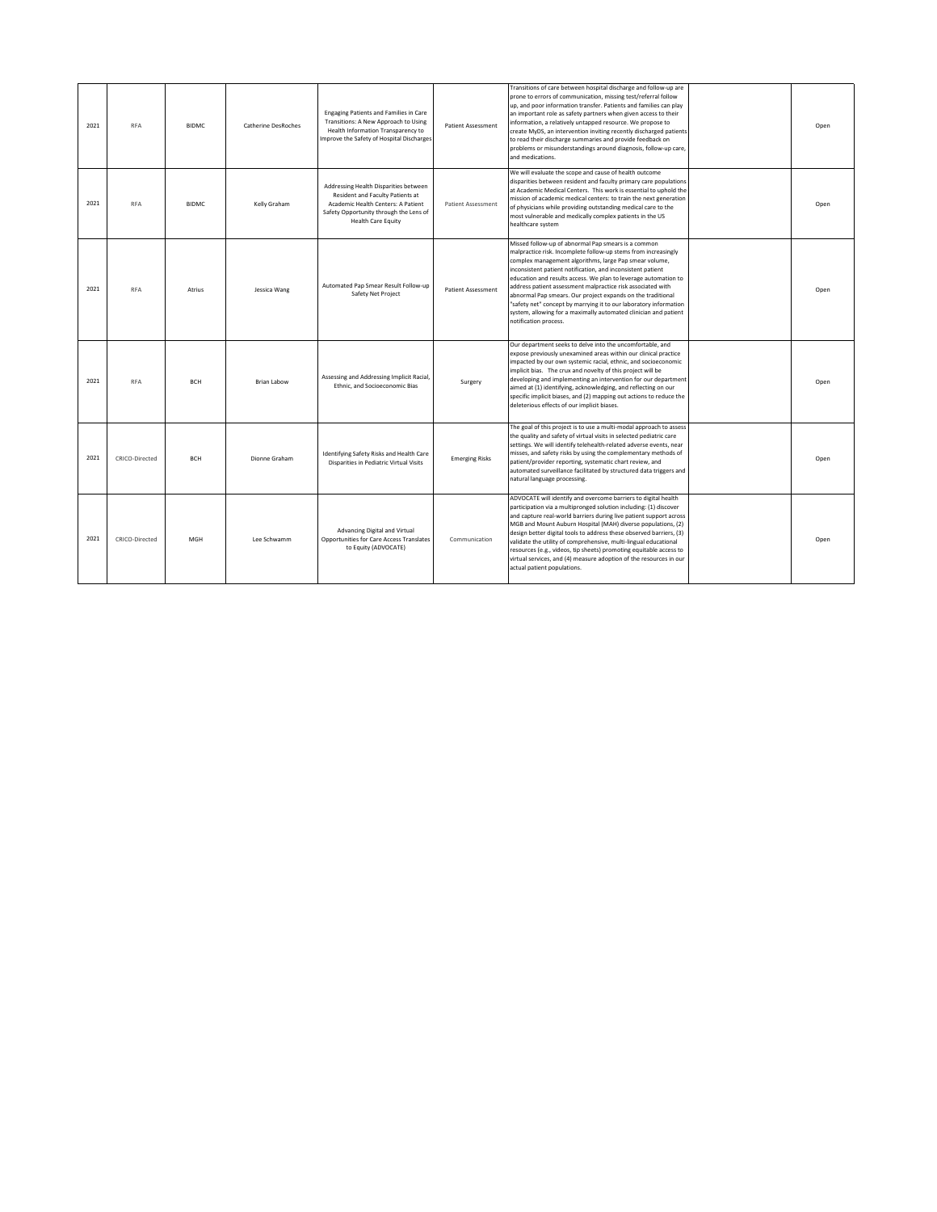| | | | | | | | | |
|---|---|---|---|---|---|---|---|---|
| 2021 | RFA | BIDMC | Catherine DesRoches | Engaging Patients and Families in Care Transitions: A New Approach to Using Health Information Transparency to Improve the Safety of Hospital Discharges | Patient Assessment | Transitions of care between hospital discharge and follow-up are prone to errors of communication, missing test/referral follow up, and poor information transfer. Patients and families can play an important role as safety partners when given access to their information, a relatively untapped resource. We propose to create MyDS, an intervention inviting recently discharged patients to read their discharge summaries and provide feedback on problems or misunderstandings around diagnosis, follow-up care, and medications. | | Open |
| 2021 | RFA | BIDMC | Kelly Graham | Addressing Health Disparities between Resident and Faculty Patients at Academic Health Centers: A Patient Safety Opportunity through the Lens of Health Care Equity | Patient Assessment | We will evaluate the scope and cause of health outcome disparities between resident and faculty primary care populations at Academic Medical Centers. This work is essential to uphold the mission of academic medical centers: to train the next generation of physicians while providing outstanding medical care to the most vulnerable and medically complex patients in the US healthcare system | | Open |
| 2021 | RFA | Atrius | Jessica Wang | Automated Pap Smear Result Follow-up Safety Net Project | Patient Assessment | Missed follow-up of abnormal Pap smears is a common malpractice risk. Incomplete follow-up stems from increasingly complex management algorithms, large Pap smear volume, inconsistent patient notification, and inconsistent patient education and results access. We plan to leverage automation to address patient assessment malpractice risk associated with abnormal Pap smears. Our project expands on the traditional "safety net" concept by marrying it to our laboratory information system, allowing for a maximally automated clinician and patient notification process. | | Open |
| 2021 | RFA | BCH | Brian Labow | Assessing and Addressing Implicit Racial, Ethnic, and Socioeconomic Bias | Surgery | Our department seeks to delve into the uncomfortable, and expose previously unexamined areas within our clinical practice impacted by our own systemic racial, ethnic, and socioeconomic implicit bias. The crux and novelty of this project will be developing and implementing an intervention for our department aimed at (1) identifying, acknowledging, and reflecting on our specific implicit biases, and (2) mapping out actions to reduce the deleterious effects of our implicit biases. | | Open |
| 2021 | CRICO-Directed | BCH | Dionne Graham | Identifying Safety Risks and Health Care Disparities in Pediatric Virtual Visits | Emerging Risks | The goal of this project is to use a multi-modal approach to assess the quality and safety of virtual visits in selected pediatric care settings. We will identify telehealth-related adverse events, near misses, and safety risks by using the complementary methods of patient/provider reporting, systematic chart review, and automated surveillance facilitated by structured data triggers and natural language processing. | | Open |
| 2021 | CRICO-Directed | MGH | Lee Schwamm | Advancing Digital and Virtual Opportunities for Care Access Translates to Equity (ADVOCATE) | Communication | ADVOCATE will identify and overcome barriers to digital health participation via a multipronged solution including: (1) discover and capture real-world barriers during live patient support across MGB and Mount Auburn Hospital (MAH) diverse populations, (2) design better digital tools to address these observed barriers, (3) validate the utility of comprehensive, multi-lingual educational resources (e.g., videos, tip sheets) promoting equitable access to virtual services, and (4) measure adoption of the resources in our actual patient populations. | | Open |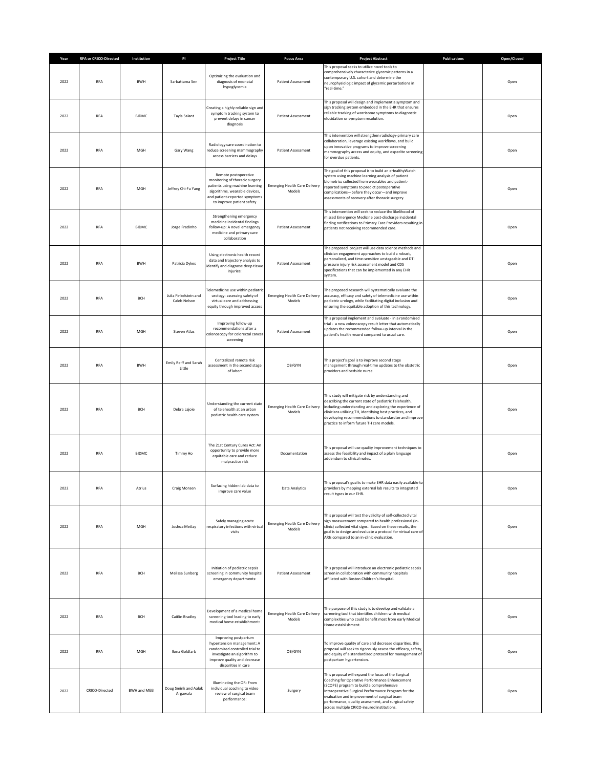| Year | RFA or CRICO-Directed | Institution | PI | Project Title | Focus Area | Project Abstract | Publications | Open/Closed |
|---|---|---|---|---|---|---|---|---|
| 2022 | RFA | BWH | Sarbattama Sen | Optimizing the evaluation and diagnosis of neonatal hypoglycemia | Patient Assessment | This proposal seeks to utilize novel tools to comprehensively characterize glycemic patterns in a contemporary U.S. cohort and determine the neurophysiologic impact of glycemic perturbations in "real-time." | | Open |
| 2022 | RFA | BIDMC | Tayla Salant | Creating a highly reliable sign and symptom tracking system to prevent delays in cancer diagnosis | Patient Assessment | This proposal will design and implement a symptom and sign tracking system embedded in the EHR that ensures reliable tracking of worrisome symptoms to diagnostic elucidation or symptom resolution. | | Open |
| 2022 | RFA | MGH | Gary Wang | Radiology care coordination to reduce screening mammography access barriers and delays | Patient Assessment | This intervention will strengthen radiology-primary care collaboration, leverage existing workflows, and build upon innovative programs to improve screening mammography access and equity, and expedite screening for overdue patients. | | Open |
| 2022 | RFA | MGH | Jeffrey Chi-Fu Yang | Remote postoperative monitoring of thoracic surgery patients using machine learning algorithms, wearable devices, and patient-reported symptoms to improve patient safety | Emerging Health Care Delivery Models | The goal of this proposal is to build an eHealthyWatch system using machine learning analysis of patient biometrics collected from wearables and patient-reported symptoms to predict postoperative complications—before they occur—and improve assessments of recovery after thoracic surgery. | | Open |
| 2022 | RFA | BIDMC | Jorge Fradinho | Strengthening emergency medicine incidental findings follow-up: A novel emergency medicine and primary care collaboration | Patient Assessment | This intervention will seek to reduce the likelihood of missed Emergency Medicine post-discharge incidental finding notifications to Primary Care Providers resulting in patients not receiving recommended care. | | Open |
| 2022 | RFA | BWH | Patricia Dykes | Using electronic health record data and trajectory analysis to identify and diagnose deep tissue injuries: | Patient Assessment | The proposed project will use data science methods and clinician engagement approaches to build a robust, personalized, and time-sensitive unstageable and DTI pressure injury risk assessment model and CDS specifications that can be implemented in any EHR system. | | Open |
| 2022 | RFA | BCH | Julia Finkelstein and Caleb Nelson | Telemedicine use within pediatric urology: assessing safety of virtual-care and addressing equity through improved access | Emerging Health Care Delivery Models | The proposed research will systematically evaluate the accuracy, efficacy and safety of telemedicine use within pediatric urology, while facilitating digital inclusion and ensuring the equitable adoption of this technology. | | Open |
| 2022 | RFA | MGH | Steven Atlas | Improving follow-up recommendations after a colonoscopy for colorectal cancer screening | Patient Assessment | This proposal implement and evaluate - in a randomized trial - a new colonoscopy result letter that automatically updates the recommended follow-up interval in the patient's health record compared to usual care. | | Open |
| 2022 | RFA | BWH | Emily Reiff and Sarah Little | Centralized remote risk assessment in the second stage of labor: | OB/GYN | This project's goal is to improve second stage management through real-time updates to the obstetric providers and bedside nurse. | | Open |
| 2022 | RFA | BCH | Debra Lajoie | Understanding the current state of telehealth at an urban pediatric health care system | Emerging Health Care Delivery Models | This study will mitigate risk by understanding and describing the current state of pediatric Telehealth, including understanding and exploring the experience of clinicians utilizing TH, identifying best practices, and developing recommendations to standardize and improve practice to inform future TH care models. | | Open |
| 2022 | RFA | BIDMC | Timmy Ho | The 21st Century Cures Act: An opportunity to provide more equitable care and reduce malpractice risk | Documentation | This proposal will use quality improvement techniques to assess the feasibility and impact of a plain language addendum to clinical notes. | | Open |
| 2022 | RFA | Atrius | Craig Monsen | Surfacing hidden lab data to improve care value | Data Analytics | This proposal's goal is to make EHR data easily available to providers by mapping external lab results to integrated result types in our EHR. | | Open |
| 2022 | RFA | MGH | Joshua Metlay | Safely managing acute respiratory infections with virtual visits | Emerging Health Care Delivery Models | This proposal will test the validity of self-collected vital sign measurement compared to health professional (in-clinic) collected vital signs. Based on these results, the goal is to design and evaluate a protocol for virtual care of ARIs compared to an in-clinic evaluation. | | Open |
| 2022 | RFA | BCH | Melissa Sunberg | Initiation of pediatric sepsis screening in community hospital emergency departments: | Patient Assessment | This proposal will introduce an electronic pediatric sepsis screen in collaboration with community hospitals affiliated with Boston Children's Hospital. | | Open |
| 2022 | RFA | BCH | Caitlin Bradley | Development of a medical home screening tool leading to early medical home establishment: | Emerging Health Care Delivery Models | The purpose of this study is to develop and validate a screening tool that identifies children with medical complexities who could benefit most from early Medical Home establishment. | | Open |
| 2022 | RFA | MGH | Ilona Goldfarb | Improving postpartum hypertension management: A randomized controlled trial to investigate an algorithm to improve quality and decrease disparities in care | OB/GYN | To improve quality of care and decrease disparities, this proposal will seek to rigorously assess the efficacy, safety, and equity of a standardized protocol for management of postpartum hypertension. | | Open |
| 2022 | CRICO-Directed | BWH and MEEI | Doug Smink and Aalok Argawala | Illuminating the OR: From individual coaching to video review of surgical team performance: | Surgery | This proposal will expand the focus of the Surgical Coaching for Operative Performance Enhancement (SCOPE) program to build a comprehensive Intraoperative Surgical Performance Program for the evaluation and improvement of surgical team performance, quality assessment, and surgical safety across multiple CRICO-insured institutions. | | Open |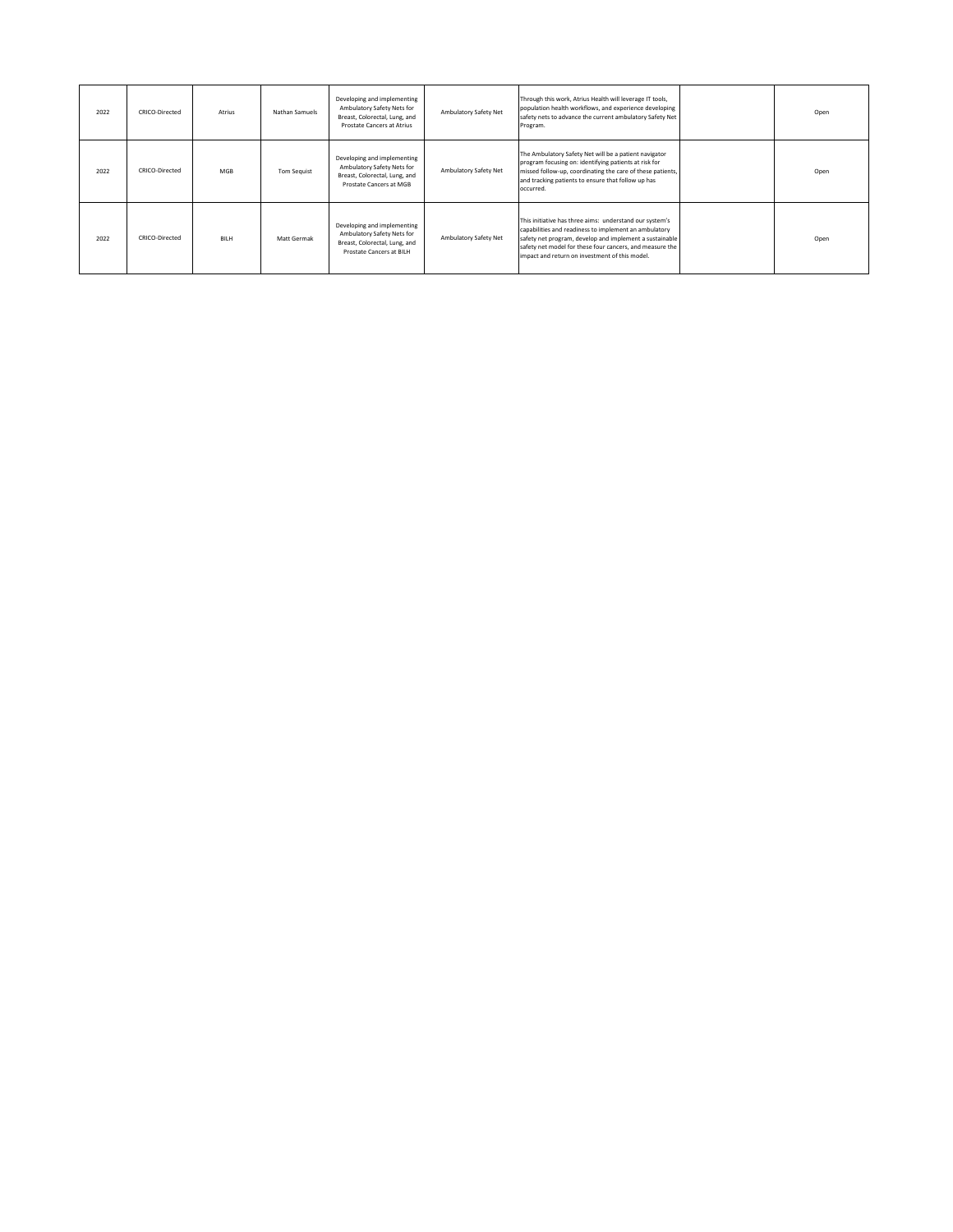| | | | | | | | | |
|---|---|---|---|---|---|---|---|---|
| 2022 | CRICO-Directed | Atrius | Nathan Samuels | Developing and implementing Ambulatory Safety Nets for Breast, Colorectal, Lung, and Prostate Cancers at Atrius | Ambulatory Safety Net | Through this work, Atrius Health will leverage IT tools, population health workflows, and experience developing safety nets to advance the current ambulatory Safety Net Program. | | Open |
| 2022 | CRICO-Directed | MGB | Tom Sequist | Developing and implementing Ambulatory Safety Nets for Breast, Colorectal, Lung, and Prostate Cancers at MGB | Ambulatory Safety Net | The Ambulatory Safety Net will be a patient navigator program focusing on: identifying patients at risk for missed follow-up, coordinating the care of these patients, and tracking patients to ensure that follow up has occurred. | | Open |
| 2022 | CRICO-Directed | BILH | Matt Germak | Developing and implementing Ambulatory Safety Nets for Breast, Colorectal, Lung, and Prostate Cancers at BILH | Ambulatory Safety Net | This initiative has three aims: understand our system's capabilities and readiness to implement an ambulatory safety net program, develop and implement a sustainable safety net model for these four cancers, and measure the impact and return on investment of this model. | | Open |